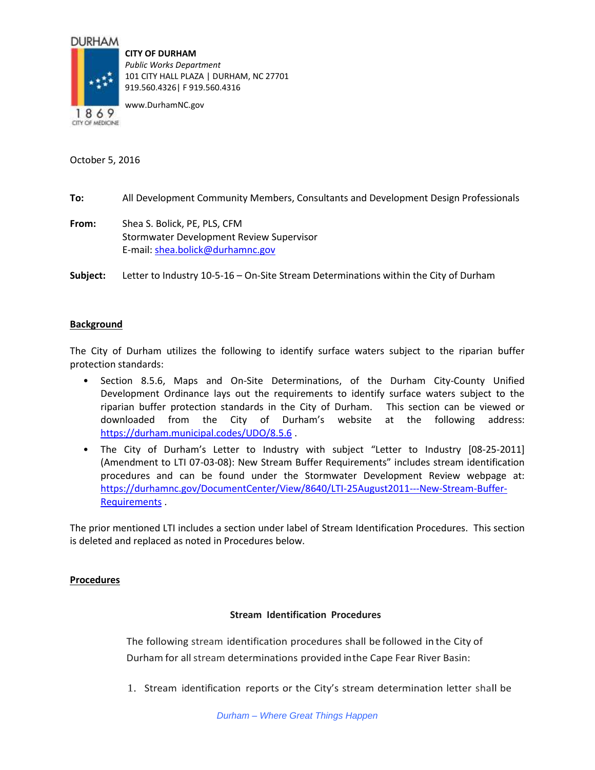**CITY OF DURHAM**
*Public Works Department*
101 CITY HALL PLAZA | DURHAM, NC 27701
919.560.4326| F 919.560.4316

www.DurhamNC.gov

October 5, 2016

**To:** All Development Community Members, Consultants and Development Design Professionals

**From:** Shea S. Bolick, PE, PLS, CFM
Stormwater Development Review Supervisor
E-mail: shea.bolick@durhamnc.gov

**Subject:** Letter to Industry 10-5-16 – On-Site Stream Determinations within the City of Durham

## Background

The City of Durham utilizes the following to identify surface waters subject to the riparian buffer protection standards:

- Section 8.5.6, Maps and On-Site Determinations, of the Durham City-County Unified Development Ordinance lays out the requirements to identify surface waters subject to the riparian buffer protection standards in the City of Durham. This section can be viewed or downloaded from the City of Durham's website at the following address: https://durham.municipal.codes/UDO/8.5.6 .
- The City of Durham's Letter to Industry with subject "Letter to Industry [08-25-2011] (Amendment to LTI 07-03-08): New Stream Buffer Requirements" includes stream identification procedures and can be found under the Stormwater Development Review webpage at: https://durhamnc.gov/DocumentCenter/View/8640/LTI-25August2011---New-Stream-Buffer-Requirements .

The prior mentioned LTI includes a section under label of Stream Identification Procedures. This section is deleted and replaced as noted in Procedures below.

## Procedures

**Stream Identification Procedures**

The following stream identification procedures shall be followed in the City of Durham for all stream determinations provided in the Cape Fear River Basin:

1. Stream identification reports or the City's stream determination letter shall be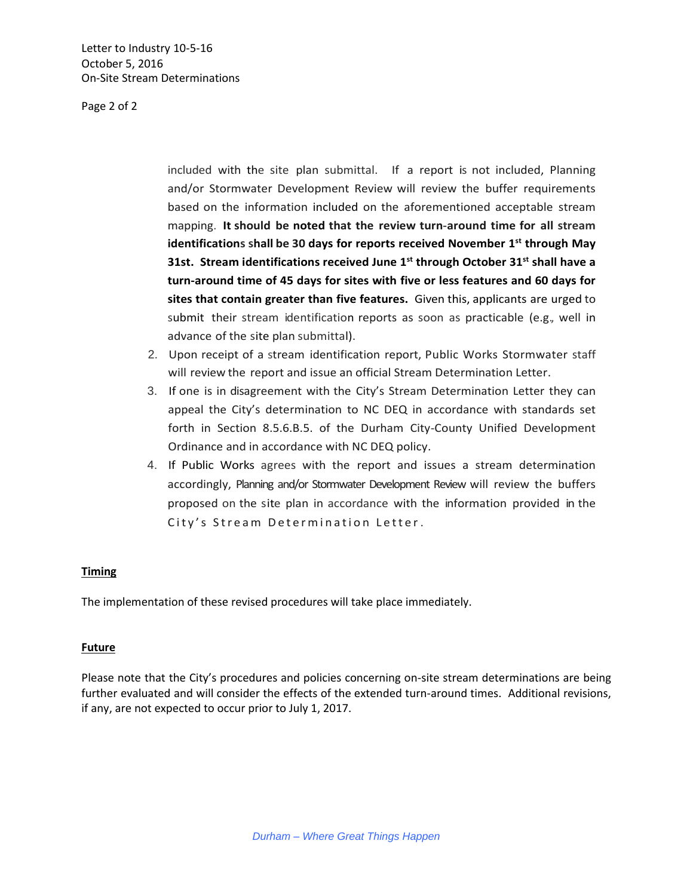included with the site plan submittal. If a report is not included, Planning and/or Stormwater Development Review will review the buffer requirements based on the information included on the aforementioned acceptable stream mapping. **It should be noted that the review turn-around time for all stream identifications shall be 30 days for reports received November 1st through May 31st. Stream identifications received June 1st through October 31st shall have a turn-around time of 45 days for sites with five or less features and 60 days for sites that contain greater than five features.** Given this, applicants are urged to submit their stream identification reports as soon as practicable (e.g., well in advance of the site plan submittal).

2. Upon receipt of a stream identification report, Public Works Stormwater staff will review the report and issue an official Stream Determination Letter.
3. If one is in disagreement with the City's Stream Determination Letter they can appeal the City's determination to NC DEQ in accordance with standards set forth in Section 8.5.6.B.5. of the Durham City-County Unified Development Ordinance and in accordance with NC DEQ policy.
4. If Public Works agrees with the report and issues a stream determination accordingly, Planning and/or Stormwater Development Review will review the buffers proposed on the site plan in accordance with the information provided in the City's Stream Determination Letter.

**Timing**

The implementation of these revised procedures will take place immediately.

**Future**

Please note that the City's procedures and policies concerning on-site stream determinations are being further evaluated and will consider the effects of the extended turn-around times. Additional revisions, if any, are not expected to occur prior to July 1, 2017.